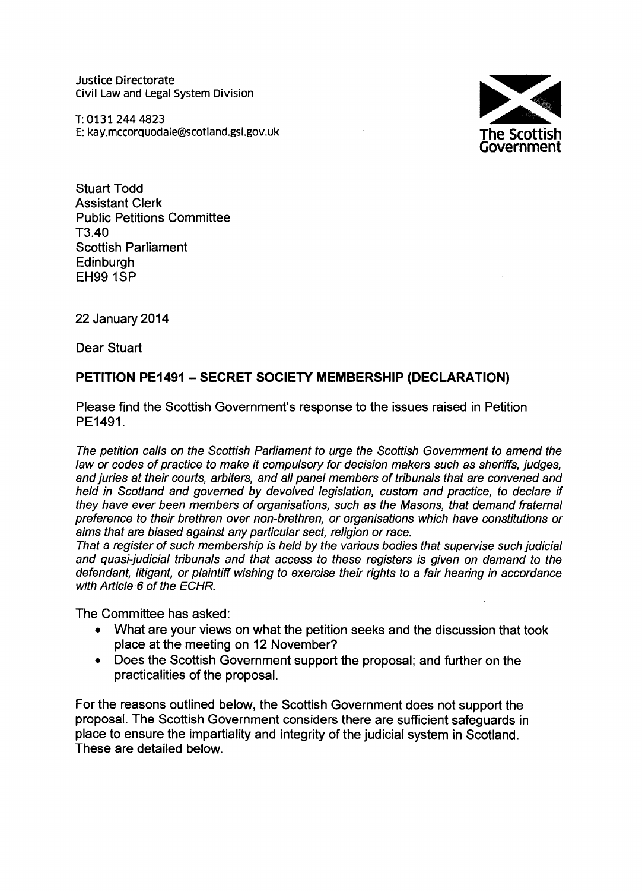Justice Directorate
Civil Law and Legal System Division

T: 0131 244 4823
E: kay.mccorquodale@scotland.gsi.gov.uk

The Scottish Government

Stuart Todd
Assistant Clerk
Public Petitions Committee
T3.40
Scottish Parliament
Edinburgh
EH99 1SP

22 January 2014

Dear Stuart

**PETITION PE1491 – SECRET SOCIETY MEMBERSHIP (DECLARATION)**

Please find the Scottish Government's response to the issues raised in Petition PE1491.

*The petition calls on the Scottish Parliament to urge the Scottish Government to amend the law or codes of practice to make it compulsory for decision makers such as sheriffs, judges, and juries at their courts, arbiters, and all panel members of tribunals that are convened and held in Scotland and governed by devolved legislation, custom and practice, to declare if they have ever been members of organisations, such as the Masons, that demand fraternal preference to their brethren over non-brethren, or organisations which have constitutions or aims that are biased against any particular sect, religion or race.*
*That a register of such membership is held by the various bodies that supervise such judicial and quasi-judicial tribunals and that access to these registers is given on demand to the defendant, litigant, or plaintiff wishing to exercise their rights to a fair hearing in accordance with Article 6 of the ECHR.*

The Committee has asked:

- What are your views on what the petition seeks and the discussion that took place at the meeting on 12 November?
- Does the Scottish Government support the proposal; and further on the practicalities of the proposal.

For the reasons outlined below, the Scottish Government does not support the proposal. The Scottish Government considers there are sufficient safeguards in place to ensure the impartiality and integrity of the judicial system in Scotland. These are detailed below.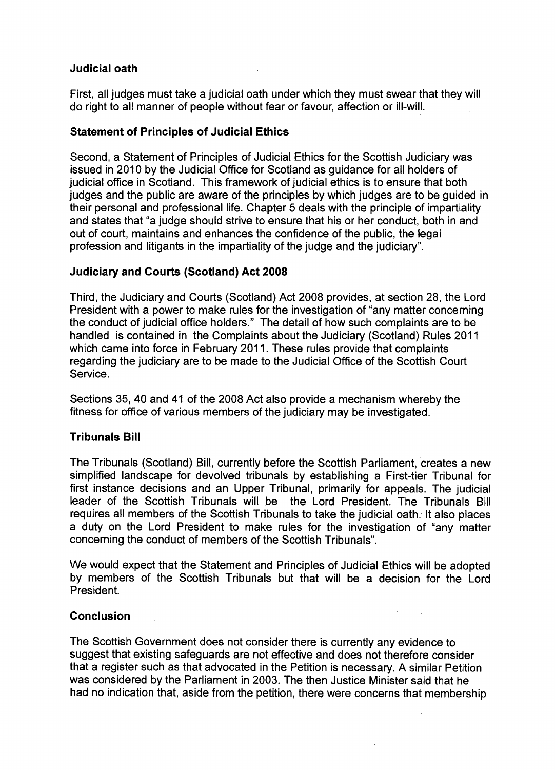### Judicial oath

First, all judges must take a judicial oath under which they must swear that they will do right to all manner of people without fear or favour, affection or ill-will.

### Statement of Principles of Judicial Ethics

Second, a Statement of Principles of Judicial Ethics for the Scottish Judiciary was issued in 2010 by the Judicial Office for Scotland as guidance for all holders of judicial office in Scotland. This framework of judicial ethics is to ensure that both judges and the public are aware of the principles by which judges are to be guided in their personal and professional life. Chapter 5 deals with the principle of impartiality and states that "a judge should strive to ensure that his or her conduct, both in and out of court, maintains and enhances the confidence of the public, the legal profession and litigants in the impartiality of the judge and the judiciary".

### Judiciary and Courts (Scotland) Act 2008

Third, the Judiciary and Courts (Scotland) Act 2008 provides, at section 28, the Lord President with a power to make rules for the investigation of "any matter concerning the conduct of judicial office holders." The detail of how such complaints are to be handled is contained in the Complaints about the Judiciary (Scotland) Rules 2011 which came into force in February 2011. These rules provide that complaints regarding the judiciary are to be made to the Judicial Office of the Scottish Court Service.

Sections 35, 40 and 41 of the 2008 Act also provide a mechanism whereby the fitness for office of various members of the judiciary may be investigated.

### Tribunals Bill

The Tribunals (Scotland) Bill, currently before the Scottish Parliament, creates a new simplified landscape for devolved tribunals by establishing a First-tier Tribunal for first instance decisions and an Upper Tribunal, primarily for appeals. The judicial leader of the Scottish Tribunals will be the Lord President. The Tribunals Bill requires all members of the Scottish Tribunals to take the judicial oath. It also places a duty on the Lord President to make rules for the investigation of "any matter concerning the conduct of members of the Scottish Tribunals".

We would expect that the Statement and Principles of Judicial Ethics will be adopted by members of the Scottish Tribunals but that will be a decision for the Lord President.

### Conclusion

The Scottish Government does not consider there is currently any evidence to suggest that existing safeguards are not effective and does not therefore consider that a register such as that advocated in the Petition is necessary. A similar Petition was considered by the Parliament in 2003. The then Justice Minister said that he had no indication that, aside from the petition, there were concerns that membership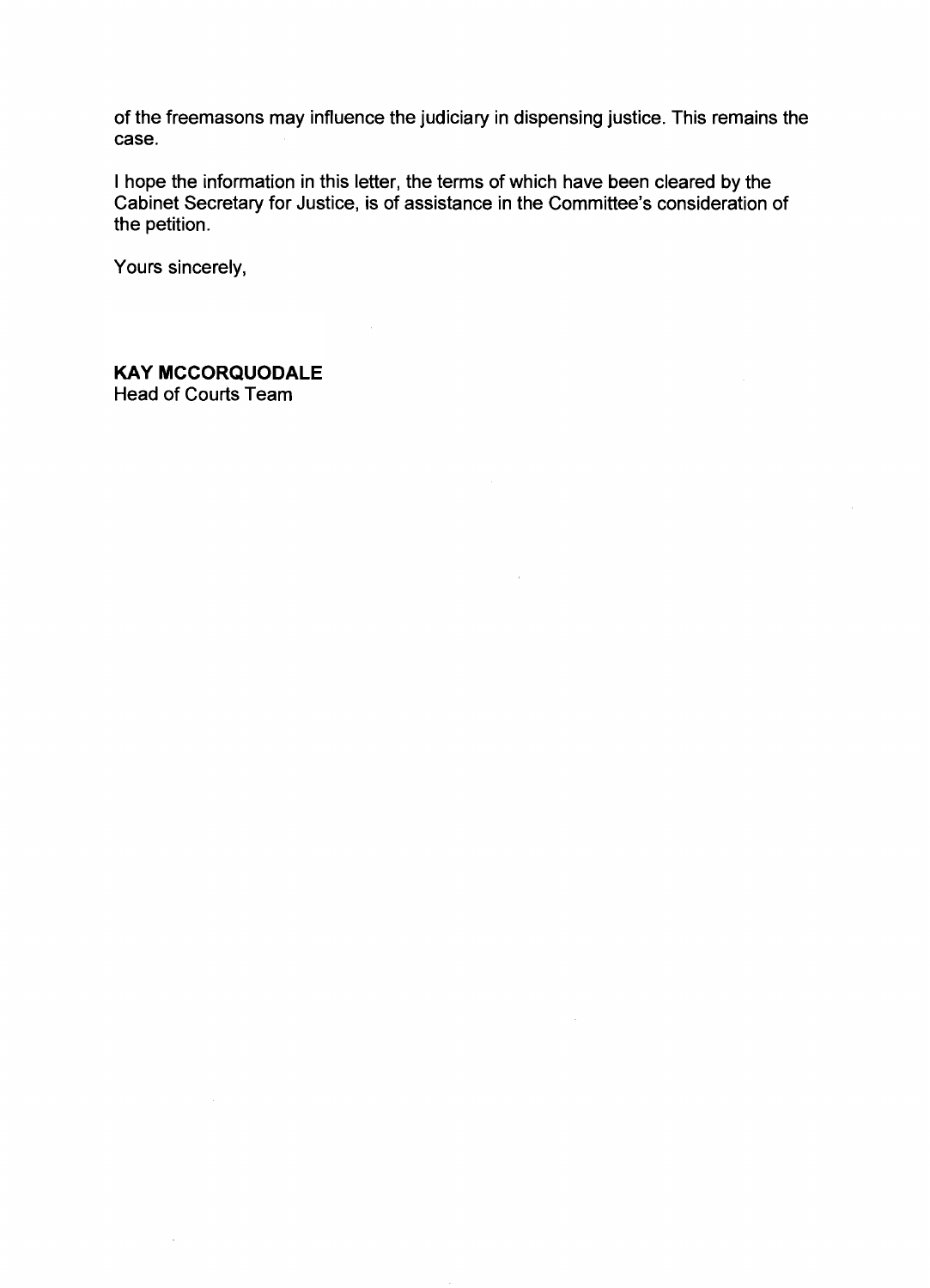of the freemasons may influence the judiciary in dispensing justice. This remains the case.

I hope the information in this letter, the terms of which have been cleared by the Cabinet Secretary for Justice, is of assistance in the Committee's consideration of the petition.

Yours sincerely,

**KAY MCCORQUODALE**
Head of Courts Team